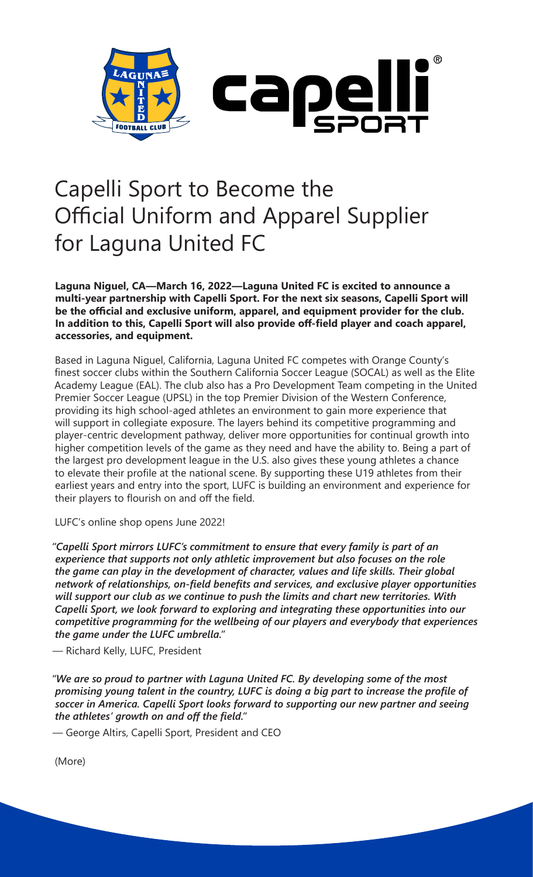# Capelli Sport to Become the Official Uniform and Apparel Supplier for Laguna United FC

**Laguna Niguel, CA—March 16, 2022—Laguna United FC is excited to announce a multi-year partnership with Capelli Sport. For the next six seasons, Capelli Sport will be the official and exclusive uniform, apparel, and equipment provider for the club. In addition to this, Capelli Sport will also provide off-field player and coach apparel, accessories, and equipment.**

Based in Laguna Niguel, California, Laguna United FC competes with Orange County's finest soccer clubs within the Southern California Soccer League (SOCAL) as well as the Elite Academy League (EAL). The club also has a Pro Development Team competing in the United Premier Soccer League (UPSL) in the top Premier Division of the Western Conference, providing its high school-aged athletes an environment to gain more experience that will support in collegiate exposure. The layers behind its competitive programming and player-centric development pathway, deliver more opportunities for continual growth into higher competition levels of the game as they need and have the ability to. Being a part of the largest pro development league in the U.S. also gives these young athletes a chance to elevate their profile at the national scene. By supporting these U19 athletes from their earliest years and entry into the sport, LUFC is building an environment and experience for their players to flourish on and off the field.

LUFC's online shop opens June 2022!

*"Capelli Sport mirrors LUFC's commitment to ensure that every family is part of an experience that supports not only athletic improvement but also focuses on the role the game can play in the development of character, values and life skills. Their global network of relationships, on-field benefits and services, and exclusive player opportunities will support our club as we continue to push the limits and chart new territories. With Capelli Sport, we look forward to exploring and integrating these opportunities into our competitive programming for the wellbeing of our players and everybody that experiences the game under the LUFC umbrella."*

— Richard Kelly, LUFC, President

*"We are so proud to partner with Laguna United FC. By developing some of the most promising young talent in the country, LUFC is doing a big part to increase the profile of soccer in America. Capelli Sport looks forward to supporting our new partner and seeing the athletes' growth on and off the field."*

— George Altirs, Capelli Sport, President and CEO

(More)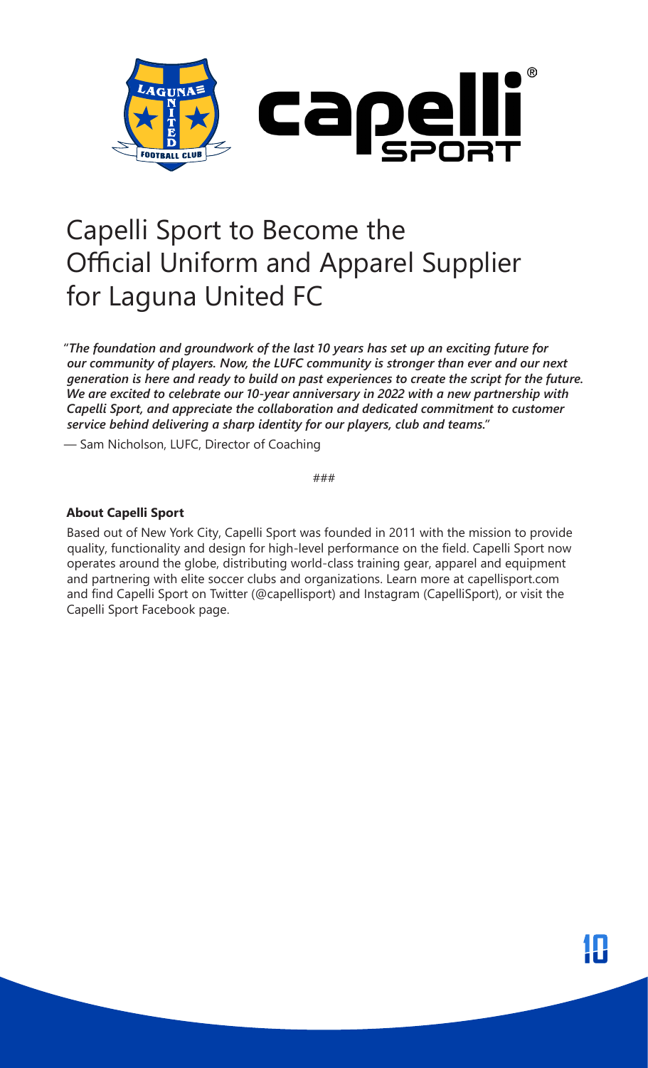# Capelli Sport to Become the Official Uniform and Apparel Supplier for Laguna United FC

"***The foundation and groundwork of the last 10 years has set up an exciting future for our community of players. Now, the LUFC community is stronger than ever and our next generation is here and ready to build on past experiences to create the script for the future. We are excited to celebrate our 10-year anniversary in 2022 with a new partnership with Capelli Sport, and appreciate the collaboration and dedicated commitment to customer service behind delivering a sharp identity for our players, club and teams.***"

— Sam Nicholson, LUFC, Director of Coaching

###

**About Capelli Sport**

Based out of New York City, Capelli Sport was founded in 2011 with the mission to provide quality, functionality and design for high-level performance on the field. Capelli Sport now operates around the globe, distributing world-class training gear, apparel and equipment and partnering with elite soccer clubs and organizations. Learn more at capellisport.com and find Capelli Sport on Twitter (@capellisport) and Instagram (CapelliSport), or visit the Capelli Sport Facebook page.